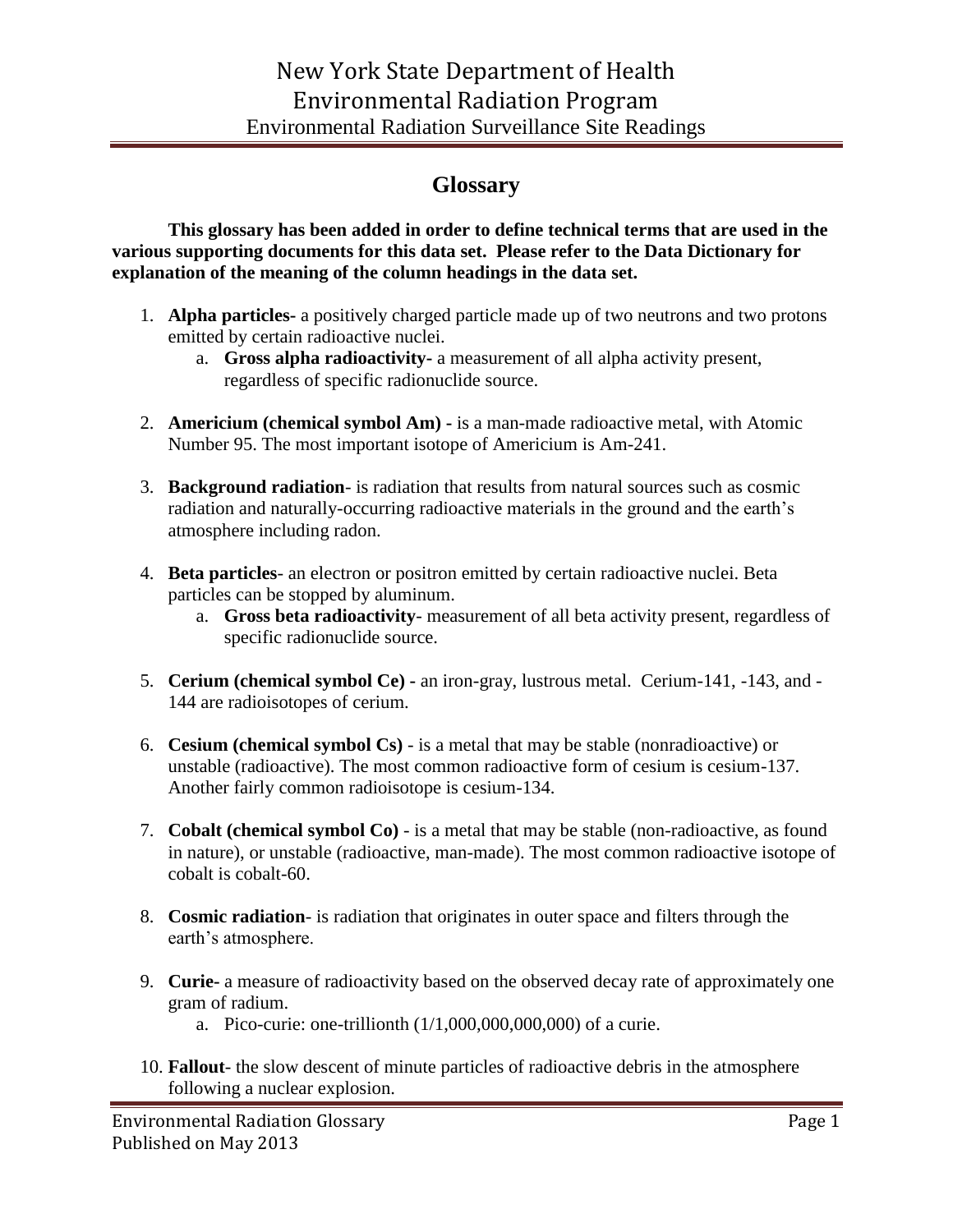# New York State Department of Health
# Environmental Radiation Program
## Environmental Radiation Surveillance Site Readings

## Glossary

**This glossary has been added in order to define technical terms that are used in the various supporting documents for this data set. Please refer to the Data Dictionary for explanation of the meaning of the column headings in the data set.**

1. **Alpha particles-** a positively charged particle made up of two neutrons and two protons emitted by certain radioactive nuclei.
   a. **Gross alpha radioactivity-** a measurement of all alpha activity present, regardless of specific radionuclide source.

2. **Americium (chemical symbol Am) -** is a man-made radioactive metal, with Atomic Number 95. The most important isotope of Americium is Am-241.

3. **Background radiation**- is radiation that results from natural sources such as cosmic radiation and naturally-occurring radioactive materials in the ground and the earth's atmosphere including radon.

4. **Beta particles**- an electron or positron emitted by certain radioactive nuclei. Beta particles can be stopped by aluminum.
   a. **Gross beta radioactivity**- measurement of all beta activity present, regardless of specific radionuclide source.

5. **Cerium (chemical symbol Ce) -** an iron-gray, lustrous metal. Cerium-141, -143, and -144 are radioisotopes of cerium.

6. **Cesium (chemical symbol Cs)** - is a metal that may be stable (nonradioactive) or unstable (radioactive). The most common radioactive form of cesium is cesium-137. Another fairly common radioisotope is cesium-134.

7. **Cobalt (chemical symbol Co)** - is a metal that may be stable (non-radioactive, as found in nature), or unstable (radioactive, man-made). The most common radioactive isotope of cobalt is cobalt-60.

8. **Cosmic radiation**- is radiation that originates in outer space and filters through the earth's atmosphere.

9. **Curie**- a measure of radioactivity based on the observed decay rate of approximately one gram of radium.
   a. Pico-curie: one-trillionth (1/1,000,000,000,000) of a curie.

10. **Fallout**- the slow descent of minute particles of radioactive debris in the atmosphere following a nuclear explosion.

Environmental Radiation Glossary
Published on May 2013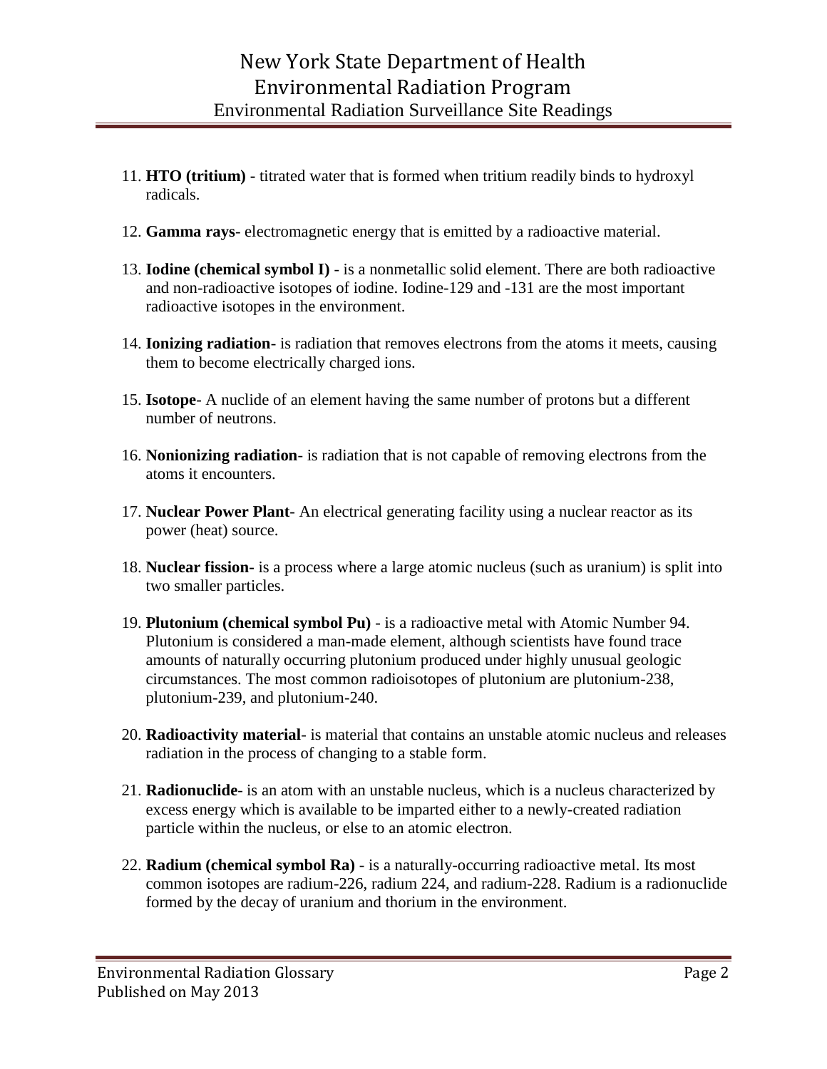11. **HTO (tritium) -** titrated water that is formed when tritium readily binds to hydroxyl radicals.

12. **Gamma rays**- electromagnetic energy that is emitted by a radioactive material.

13. **Iodine (chemical symbol I)** - is a nonmetallic solid element. There are both radioactive and non-radioactive isotopes of iodine. Iodine-129 and -131 are the most important radioactive isotopes in the environment.

14. **Ionizing radiation**- is radiation that removes electrons from the atoms it meets, causing them to become electrically charged ions.

15. **Isotope**- A nuclide of an element having the same number of protons but a different number of neutrons.

16. **Nonionizing radiation**- is radiation that is not capable of removing electrons from the atoms it encounters.

17. **Nuclear Power Plant**- An electrical generating facility using a nuclear reactor as its power (heat) source.

18. **Nuclear fission-** is a process where a large atomic nucleus (such as uranium) is split into two smaller particles.

19. **Plutonium (chemical symbol Pu)** - is a radioactive metal with Atomic Number 94. Plutonium is considered a man-made element, although scientists have found trace amounts of naturally occurring plutonium produced under highly unusual geologic circumstances. The most common radioisotopes of plutonium are plutonium-238, plutonium-239, and plutonium-240.

20. **Radioactivity material**- is material that contains an unstable atomic nucleus and releases radiation in the process of changing to a stable form.

21. **Radionuclide**- is an atom with an unstable nucleus, which is a nucleus characterized by excess energy which is available to be imparted either to a newly-created radiation particle within the nucleus, or else to an atomic electron.

22. **Radium (chemical symbol Ra)** - is a naturally-occurring radioactive metal. Its most common isotopes are radium-226, radium 224, and radium-228. Radium is a radionuclide formed by the decay of uranium and thorium in the environment.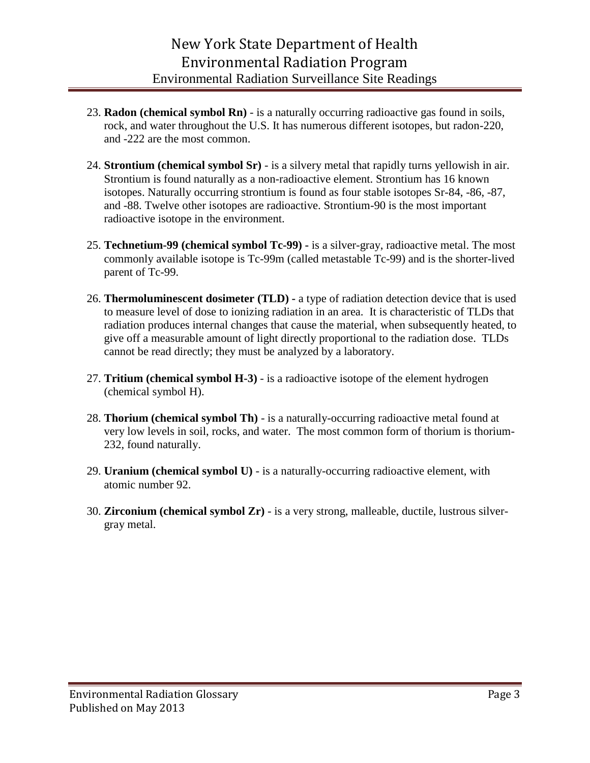23. **Radon (chemical symbol Rn)** - is a naturally occurring radioactive gas found in soils, rock, and water throughout the U.S. It has numerous different isotopes, but radon-220, and -222 are the most common.

24. **Strontium (chemical symbol Sr)** - is a silvery metal that rapidly turns yellowish in air. Strontium is found naturally as a non-radioactive element. Strontium has 16 known isotopes. Naturally occurring strontium is found as four stable isotopes Sr-84, -86, -87, and -88. Twelve other isotopes are radioactive. Strontium-90 is the most important radioactive isotope in the environment.

25. **Technetium-99 (chemical symbol Tc-99) -** is a silver-gray, radioactive metal. The most commonly available isotope is Tc-99m (called metastable Tc-99) and is the shorter-lived parent of Tc-99.

26. **Thermoluminescent dosimeter (TLD) -** a type of radiation detection device that is used to measure level of dose to ionizing radiation in an area. It is characteristic of TLDs that radiation produces internal changes that cause the material, when subsequently heated, to give off a measurable amount of light directly proportional to the radiation dose. TLDs cannot be read directly; they must be analyzed by a laboratory.

27. **Tritium (chemical symbol H-3)** - is a radioactive isotope of the element hydrogen (chemical symbol H).

28. **Thorium (chemical symbol Th)** - is a naturally-occurring radioactive metal found at very low levels in soil, rocks, and water. The most common form of thorium is thorium-232, found naturally.

29. **Uranium (chemical symbol U)** - is a naturally-occurring radioactive element, with atomic number 92.

30. **Zirconium (chemical symbol Zr)** - is a very strong, malleable, ductile, lustrous silver-gray metal.